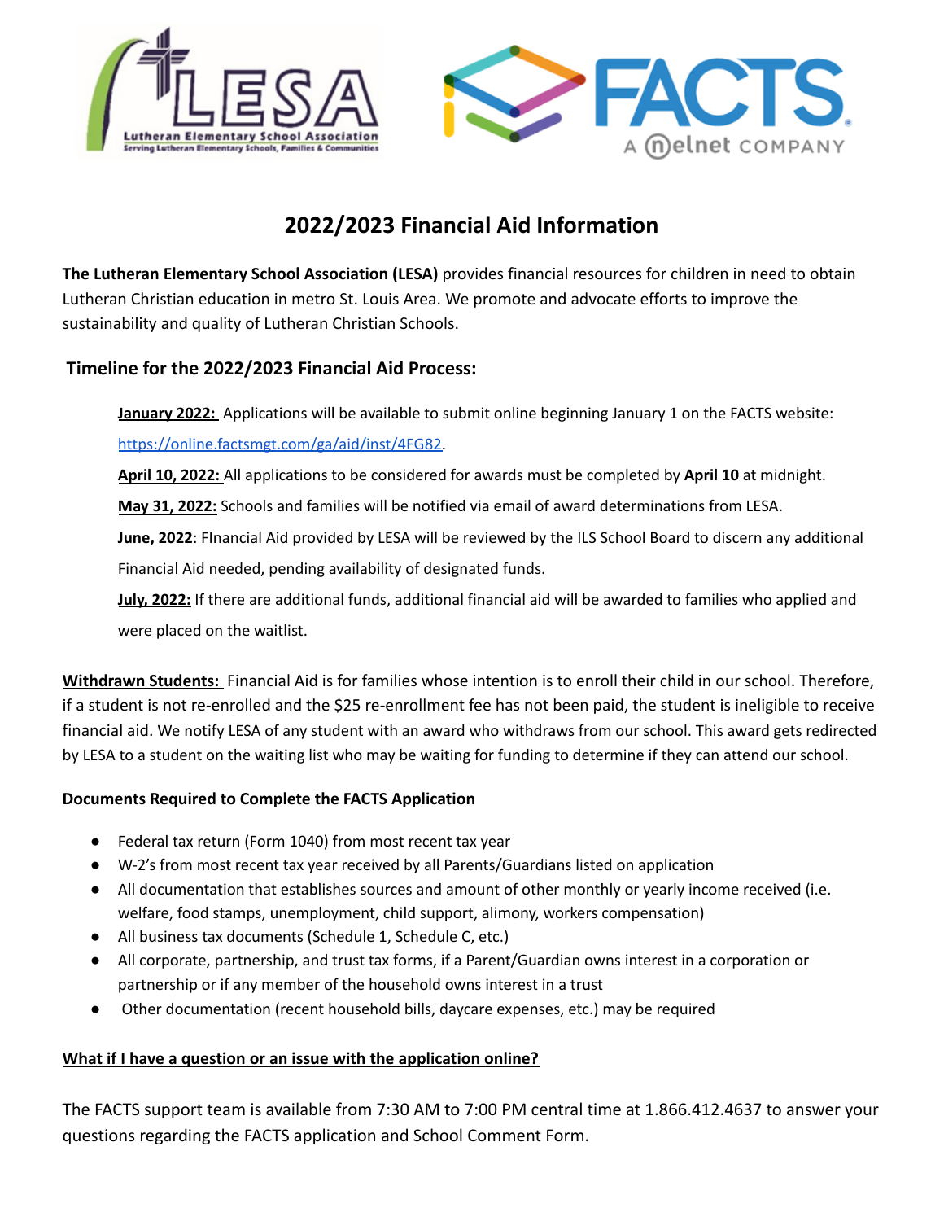# 2022/2023 Financial Aid Information

**The Lutheran Elementary School Association (LESA)** provides financial resources for children in need to obtain Lutheran Christian education in metro St. Louis Area. We promote and advocate efforts to improve the sustainability and quality of Lutheran Christian Schools.

## Timeline for the 2022/2023 Financial Aid Process:

**January 2022:** Applications will be available to submit online beginning January 1 on the FACTS website: https://online.factsmgt.com/ga/aid/inst/4FG82.

**April 10, 2022:** All applications to be considered for awards must be completed by **April 10** at midnight.

**May 31, 2022:** Schools and families will be notified via email of award determinations from LESA.

**June, 2022**: FInancial Aid provided by LESA will be reviewed by the ILS School Board to discern any additional Financial Aid needed, pending availability of designated funds.

**July, 2022:** If there are additional funds, additional financial aid will be awarded to families who applied and were placed on the waitlist.

**Withdrawn Students:** Financial Aid is for families whose intention is to enroll their child in our school. Therefore, if a student is not re-enrolled and the $25 re-enrollment fee has not been paid, the student is ineligible to receive financial aid. We notify LESA of any student with an award who withdraws from our school. This award gets redirected by LESA to a student on the waiting list who may be waiting for funding to determine if they can attend our school.

**Documents Required to Complete the FACTS Application**

- Federal tax return (Form 1040) from most recent tax year
- W-2's from most recent tax year received by all Parents/Guardians listed on application
- All documentation that establishes sources and amount of other monthly or yearly income received (i.e. welfare, food stamps, unemployment, child support, alimony, workers compensation)
- All business tax documents (Schedule 1, Schedule C, etc.)
- All corporate, partnership, and trust tax forms, if a Parent/Guardian owns interest in a corporation or partnership or if any member of the household owns interest in a trust
- Other documentation (recent household bills, daycare expenses, etc.) may be required

**What if I have a question or an issue with the application online?**

The FACTS support team is available from 7:30 AM to 7:00 PM central time at 1.866.412.4637 to answer your questions regarding the FACTS application and School Comment Form.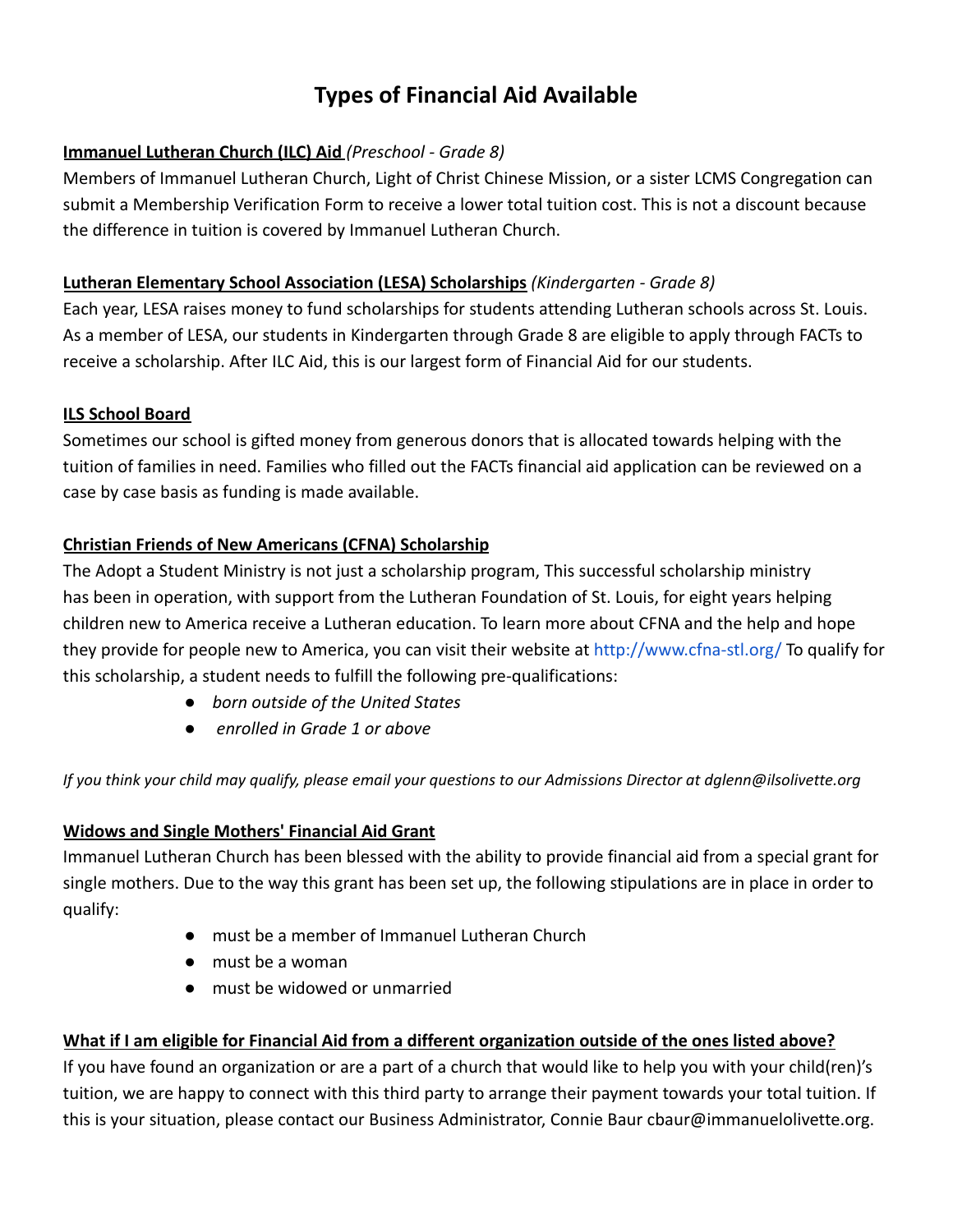# Types of Financial Aid Available

**Immanuel Lutheran Church (ILC) Aid** *(Preschool - Grade 8)*

Members of Immanuel Lutheran Church, Light of Christ Chinese Mission, or a sister LCMS Congregation can submit a Membership Verification Form to receive a lower total tuition cost. This is not a discount because the difference in tuition is covered by Immanuel Lutheran Church.

**Lutheran Elementary School Association (LESA) Scholarships** *(Kindergarten - Grade 8)*

Each year, LESA raises money to fund scholarships for students attending Lutheran schools across St. Louis. As a member of LESA, our students in Kindergarten through Grade 8 are eligible to apply through FACTs to receive a scholarship. After ILC Aid, this is our largest form of Financial Aid for our students.

**ILS School Board**

Sometimes our school is gifted money from generous donors that is allocated towards helping with the tuition of families in need. Families who filled out the FACTs financial aid application can be reviewed on a case by case basis as funding is made available.

**Christian Friends of New Americans (CFNA) Scholarship**

The Adopt a Student Ministry is not just a scholarship program, This successful scholarship ministry has been in operation, with support from the Lutheran Foundation of St. Louis, for eight years helping children new to America receive a Lutheran education. To learn more about CFNA and the help and hope they provide for people new to America, you can visit their website at http://www.cfna-stl.org/ To qualify for this scholarship, a student needs to fulfill the following pre-qualifications:

- *born outside of the United States*
- *enrolled in Grade 1 or above*

*If you think your child may qualify, please email your questions to our Admissions Director at dglenn@ilsolivette.org*

**Widows and Single Mothers' Financial Aid Grant**

Immanuel Lutheran Church has been blessed with the ability to provide financial aid from a special grant for single mothers. Due to the way this grant has been set up, the following stipulations are in place in order to qualify:

- must be a member of Immanuel Lutheran Church
- must be a woman
- must be widowed or unmarried

**What if I am eligible for Financial Aid from a different organization outside of the ones listed above?**

If you have found an organization or are a part of a church that would like to help you with your child(ren)'s tuition, we are happy to connect with this third party to arrange their payment towards your total tuition. If this is your situation, please contact our Business Administrator, Connie Baur cbaur@immanuelolivette.org.